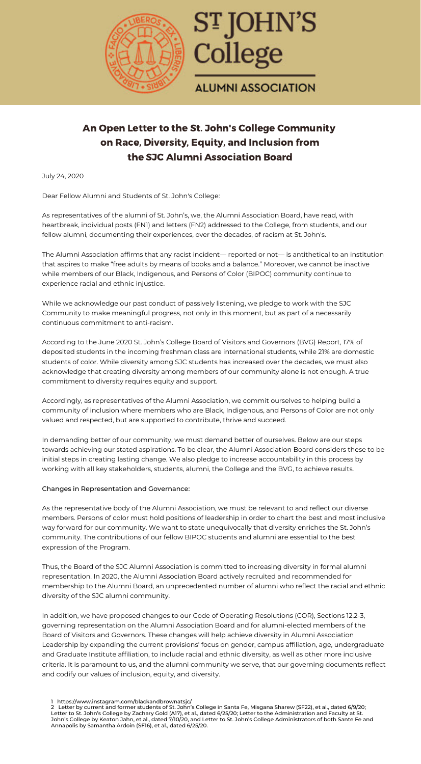ST JOHN'S College

ALUMNI ASSOCIATION

# An Open Letter to the St. John's College Community on Race, Diversity, Equity, and Inclusion from the SJC Alumni Association Board

July 24, 2020

Dear Fellow Alumni and Students of St. John's College:

As representatives of the alumni of St. John's, we, the Alumni Association Board, have read, with heartbreak, individual posts (FN1) and letters (FN2) addressed to the College, from students, and our fellow alumni, documenting their experiences, over the decades, of racism at St. John's.

The Alumni Association affirms that any racist incident— reported or not— is antithetical to an institution that aspires to make "free adults by means of books and a balance." Moreover, we cannot be inactive while members of our Black, Indigenous, and Persons of Color (BIPOC) community continue to experience racial and ethnic injustice.

While we acknowledge our past conduct of passively listening, we pledge to work with the SJC Community to make meaningful progress, not only in this moment, but as part of a necessarily continuous commitment to anti-racism.

According to the June 2020 St. John's College Board of Visitors and Governors (BVG) Report, 17% of deposited students in the incoming freshman class are international students, while 21% are domestic students of color. While diversity among SJC students has increased over the decades, we must also acknowledge that creating diversity among members of our community alone is not enough. A true commitment to diversity requires equity and support.

Accordingly, as representatives of the Alumni Association, we commit ourselves to helping build a community of inclusion where members who are Black, Indigenous, and Persons of Color are not only valued and respected, but are supported to contribute, thrive and succeed.

In demanding better of our community, we must demand better of ourselves. Below are our steps towards achieving our stated aspirations. To be clear, the Alumni Association Board considers these to be initial steps in creating lasting change. We also pledge to increase accountability in this process by working with all key stakeholders, students, alumni, the College and the BVG, to achieve results.

## Changes in Representation and Governance:

As the representative body of the Alumni Association, we must be relevant to and reflect our diverse members. Persons of color must hold positions of leadership in order to chart the best and most inclusive way forward for our community. We want to state unequivocally that diversity enriches the St. John's community. The contributions of our fellow BIPOC students and alumni are essential to the best expression of the Program.

Thus, the Board of the SJC Alumni Association is committed to increasing diversity in formal alumni representation. In 2020, the Alumni Association Board actively recruited and recommended for membership to the Alumni Board, an unprecedented number of alumni who reflect the racial and ethnic diversity of the SJC alumni community.

In addition, we have proposed changes to our Code of Operating Resolutions (COR), Sections 12.2-3, governing representation on the Alumni Association Board and for alumni-elected members of the Board of Visitors and Governors. These changes will help achieve diversity in Alumni Association Leadership by expanding the current provisions' focus on gender, campus affiliation, age, undergraduate and Graduate Institute affiliation, to include racial and ethnic diversity, as well as other more inclusive criteria. It is paramount to us, and the alumni community we serve, that our governing documents reflect and codify our values of inclusion, equity, and diversity.

1 https://www.instagram.com/blackandbrownatsjc/

2 Letter by current and former students of St. John's College in Santa Fe, Misgana Sharew (SF22), et al., dated 6/9/20; Letter to St. John's College by Zachary Gold (A17), et al., dated 6/25/20; Letter to the Administration and Faculty at St. John's College by Keaton Jahn, et al., dated 7/10/20, and Letter to St. John's College Administrators of both Sante Fe and Annapolis by Samantha Ardoin (SF16), et al., dated 6/25/20.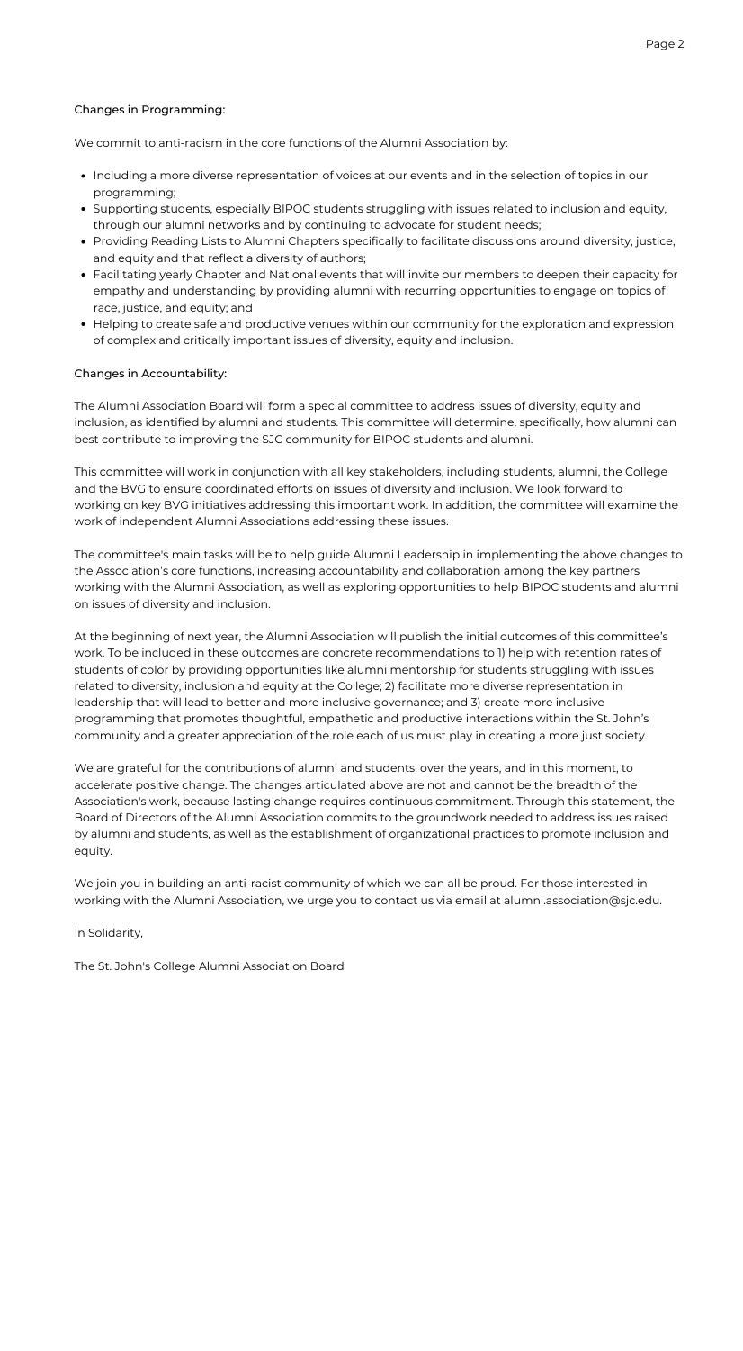### Changes in Programming:

We commit to anti-racism in the core functions of the Alumni Association by:

- Including a more diverse representation of voices at our events and in the selection of topics in our programming;
- Supporting students, especially BIPOC students struggling with issues related to inclusion and equity, through our alumni networks and by continuing to advocate for student needs;
- Providing Reading Lists to Alumni Chapters specifically to facilitate discussions around diversity, justice, and equity and that reflect a diversity of authors;
- Facilitating yearly Chapter and National events that will invite our members to deepen their capacity for empathy and understanding by providing alumni with recurring opportunities to engage on topics of race, justice, and equity; and
- Helping to create safe and productive venues within our community for the exploration and expression of complex and critically important issues of diversity, equity and inclusion.

### Changes in Accountability:

The Alumni Association Board will form a special committee to address issues of diversity, equity and inclusion, as identified by alumni and students. This committee will determine, specifically, how alumni can best contribute to improving the SJC community for BIPOC students and alumni.

This committee will work in conjunction with all key stakeholders, including students, alumni, the College and the BVG to ensure coordinated efforts on issues of diversity and inclusion. We look forward to working on key BVG initiatives addressing this important work. In addition, the committee will examine the work of independent Alumni Associations addressing these issues.

The committee's main tasks will be to help guide Alumni Leadership in implementing the above changes to the Association's core functions, increasing accountability and collaboration among the key partners working with the Alumni Association, as well as exploring opportunities to help BIPOC students and alumni on issues of diversity and inclusion.

At the beginning of next year, the Alumni Association will publish the initial outcomes of this committee's work. To be included in these outcomes are concrete recommendations to 1) help with retention rates of students of color by providing opportunities like alumni mentorship for students struggling with issues related to diversity, inclusion and equity at the College; 2) facilitate more diverse representation in leadership that will lead to better and more inclusive governance; and 3) create more inclusive programming that promotes thoughtful, empathetic and productive interactions within the St. John's community and a greater appreciation of the role each of us must play in creating a more just society.

We are grateful for the contributions of alumni and students, over the years, and in this moment, to accelerate positive change. The changes articulated above are not and cannot be the breadth of the Association's work, because lasting change requires continuous commitment. Through this statement, the Board of Directors of the Alumni Association commits to the groundwork needed to address issues raised by alumni and students, as well as the establishment of organizational practices to promote inclusion and equity.

We join you in building an anti-racist community of which we can all be proud. For those interested in working with the Alumni Association, we urge you to contact us via email at alumni.association@sjc.edu.

In Solidarity,

The St. John's College Alumni Association Board